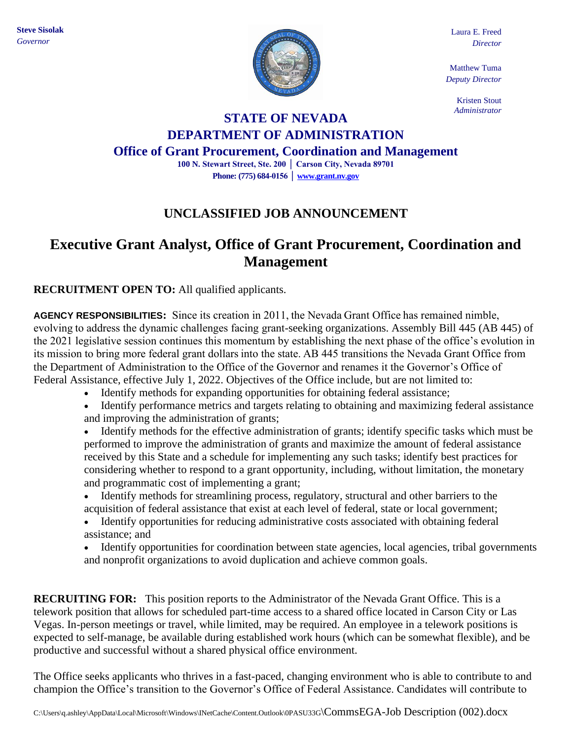**Steve Sisolak**
*Governor*

Laura E. Freed
*Director*

Matthew Tuma
*Deputy Director*

Kristen Stout
*Administrator*

# STATE OF NEVADA
# DEPARTMENT OF ADMINISTRATION
## Office of Grant Procurement, Coordination and Management

**100 N. Stewart Street, Ste. 200 | Carson City, Nevada 89701**
**Phone: (775) 684-0156 | www.grant.nv.gov**

## UNCLASSIFIED JOB ANNOUNCEMENT

# Executive Grant Analyst, Office of Grant Procurement, Coordination and Management

**RECRUITMENT OPEN TO:** All qualified applicants.

**AGENCY RESPONSIBILITIES:** Since its creation in 2011, the Nevada Grant Office has remained nimble, evolving to address the dynamic challenges facing grant-seeking organizations. Assembly Bill 445 (AB 445) of the 2021 legislative session continues this momentum by establishing the next phase of the office's evolution in its mission to bring more federal grant dollars into the state. AB 445 transitions the Nevada Grant Office from the Department of Administration to the Office of the Governor and renames it the Governor's Office of Federal Assistance, effective July 1, 2022. Objectives of the Office include, but are not limited to:

- Identify methods for expanding opportunities for obtaining federal assistance;
- Identify performance metrics and targets relating to obtaining and maximizing federal assistance and improving the administration of grants;
- Identify methods for the effective administration of grants; identify specific tasks which must be performed to improve the administration of grants and maximize the amount of federal assistance received by this State and a schedule for implementing any such tasks; identify best practices for considering whether to respond to a grant opportunity, including, without limitation, the monetary and programmatic cost of implementing a grant;
- Identify methods for streamlining process, regulatory, structural and other barriers to the acquisition of federal assistance that exist at each level of federal, state or local government;
- Identify opportunities for reducing administrative costs associated with obtaining federal assistance; and
- Identify opportunities for coordination between state agencies, local agencies, tribal governments and nonprofit organizations to avoid duplication and achieve common goals.

**RECRUITING FOR:** This position reports to the Administrator of the Nevada Grant Office. This is a telework position that allows for scheduled part-time access to a shared office located in Carson City or Las Vegas. In-person meetings or travel, while limited, may be required. An employee in a telework positions is expected to self-manage, be available during established work hours (which can be somewhat flexible), and be productive and successful without a shared physical office environment.

The Office seeks applicants who thrives in a fast-paced, changing environment who is able to contribute to and champion the Office's transition to the Governor's Office of Federal Assistance. Candidates will contribute to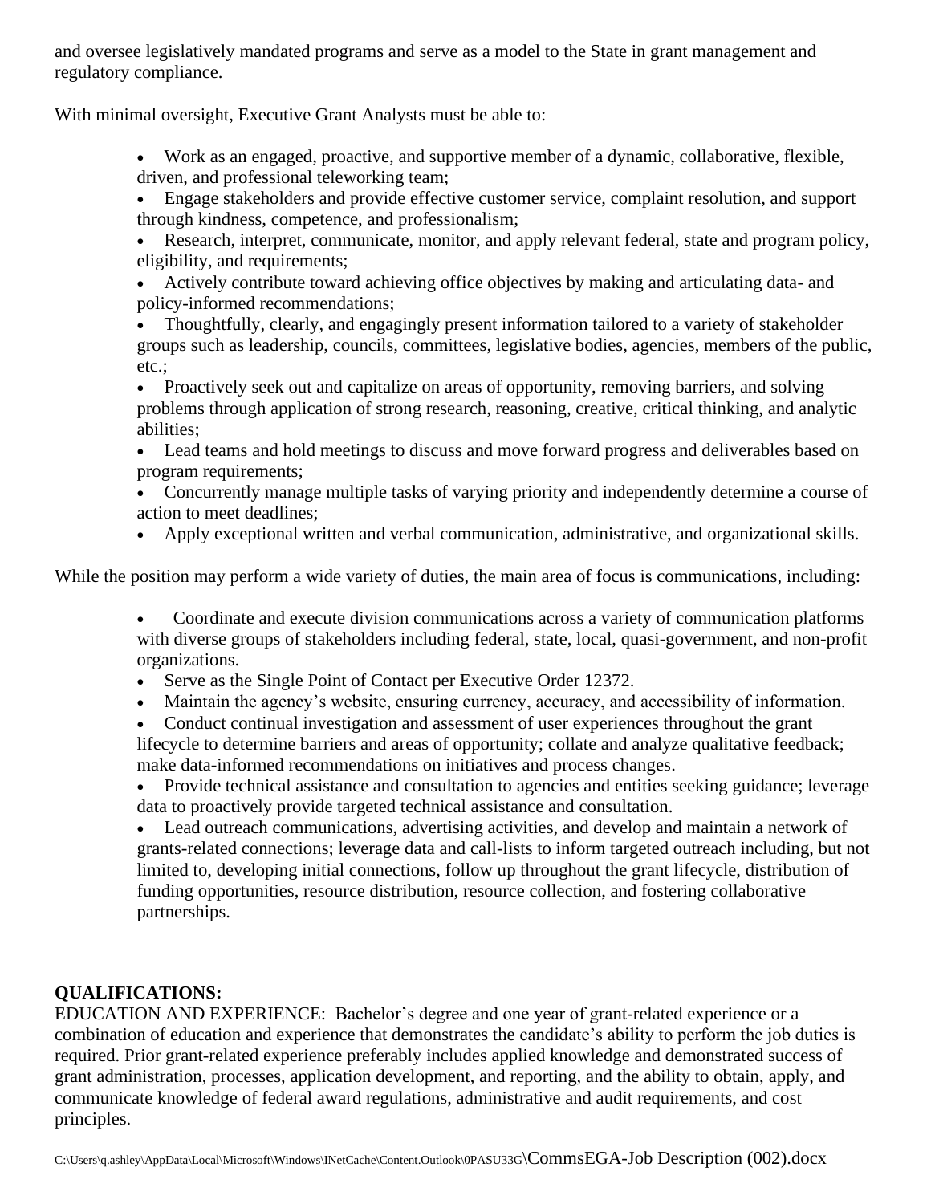and oversee legislatively mandated programs and serve as a model to the State in grant management and regulatory compliance.

With minimal oversight, Executive Grant Analysts must be able to:

- Work as an engaged, proactive, and supportive member of a dynamic, collaborative, flexible, driven, and professional teleworking team;
- Engage stakeholders and provide effective customer service, complaint resolution, and support through kindness, competence, and professionalism;
- Research, interpret, communicate, monitor, and apply relevant federal, state and program policy, eligibility, and requirements;
- Actively contribute toward achieving office objectives by making and articulating data- and policy-informed recommendations;
- Thoughtfully, clearly, and engagingly present information tailored to a variety of stakeholder groups such as leadership, councils, committees, legislative bodies, agencies, members of the public, etc.;
- Proactively seek out and capitalize on areas of opportunity, removing barriers, and solving problems through application of strong research, reasoning, creative, critical thinking, and analytic abilities;
- Lead teams and hold meetings to discuss and move forward progress and deliverables based on program requirements;
- Concurrently manage multiple tasks of varying priority and independently determine a course of action to meet deadlines;
- Apply exceptional written and verbal communication, administrative, and organizational skills.

While the position may perform a wide variety of duties, the main area of focus is communications, including:

- Coordinate and execute division communications across a variety of communication platforms with diverse groups of stakeholders including federal, state, local, quasi-government, and non-profit organizations.
- Serve as the Single Point of Contact per Executive Order 12372.
- Maintain the agency's website, ensuring currency, accuracy, and accessibility of information.
- Conduct continual investigation and assessment of user experiences throughout the grant lifecycle to determine barriers and areas of opportunity; collate and analyze qualitative feedback; make data-informed recommendations on initiatives and process changes.
- Provide technical assistance and consultation to agencies and entities seeking guidance; leverage data to proactively provide targeted technical assistance and consultation.
- Lead outreach communications, advertising activities, and develop and maintain a network of grants-related connections; leverage data and call-lists to inform targeted outreach including, but not limited to, developing initial connections, follow up throughout the grant lifecycle, distribution of funding opportunities, resource distribution, resource collection, and fostering collaborative partnerships.

**QUALIFICATIONS:**

EDUCATION AND EXPERIENCE: Bachelor's degree and one year of grant-related experience or a combination of education and experience that demonstrates the candidate's ability to perform the job duties is required. Prior grant-related experience preferably includes applied knowledge and demonstrated success of grant administration, processes, application development, and reporting, and the ability to obtain, apply, and communicate knowledge of federal award regulations, administrative and audit requirements, and cost principles.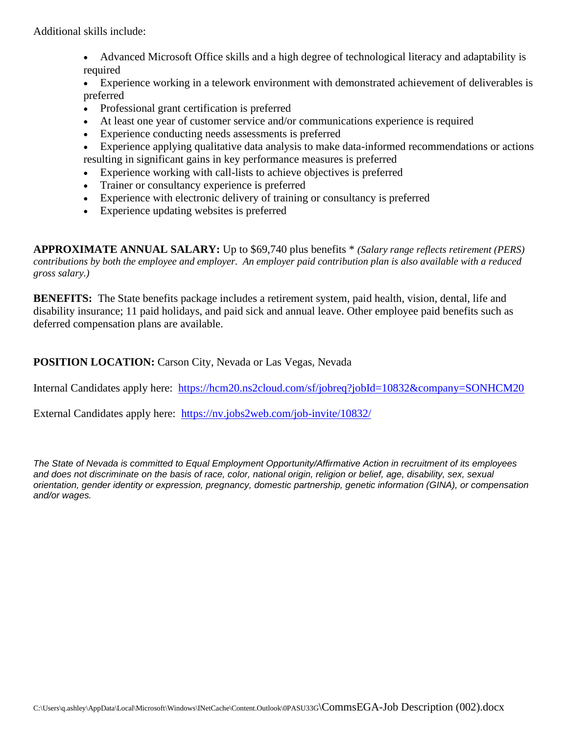Additional skills include:

- Advanced Microsoft Office skills and a high degree of technological literacy and adaptability is required
- Experience working in a telework environment with demonstrated achievement of deliverables is preferred
- Professional grant certification is preferred
- At least one year of customer service and/or communications experience is required
- Experience conducting needs assessments is preferred
- Experience applying qualitative data analysis to make data-informed recommendations or actions resulting in significant gains in key performance measures is preferred
- Experience working with call-lists to achieve objectives is preferred
- Trainer or consultancy experience is preferred
- Experience with electronic delivery of training or consultancy is preferred
- Experience updating websites is preferred

**APPROXIMATE ANNUAL SALARY:** Up to $69,740 plus benefits * *(Salary range reflects retirement (PERS) contributions by both the employee and employer. An employer paid contribution plan is also available with a reduced gross salary.)*

**BENEFITS:** The State benefits package includes a retirement system, paid health, vision, dental, life and disability insurance; 11 paid holidays, and paid sick and annual leave. Other employee paid benefits such as deferred compensation plans are available.

**POSITION LOCATION:** Carson City, Nevada or Las Vegas, Nevada

Internal Candidates apply here: https://hcm20.ns2cloud.com/sf/jobreq?jobId=10832&company=SONHCM20

External Candidates apply here: https://nv.jobs2web.com/job-invite/10832/

*The State of Nevada is committed to Equal Employment Opportunity/Affirmative Action in recruitment of its employees and does not discriminate on the basis of race, color, national origin, religion or belief, age, disability, sex, sexual orientation, gender identity or expression, pregnancy, domestic partnership, genetic information (GINA), or compensation and/or wages.*

C:\Users\q.ashley\AppData\Local\Microsoft\Windows\INetCache\Content.Outlook\0PASU33G\CommsEGA-Job Description (002).docx